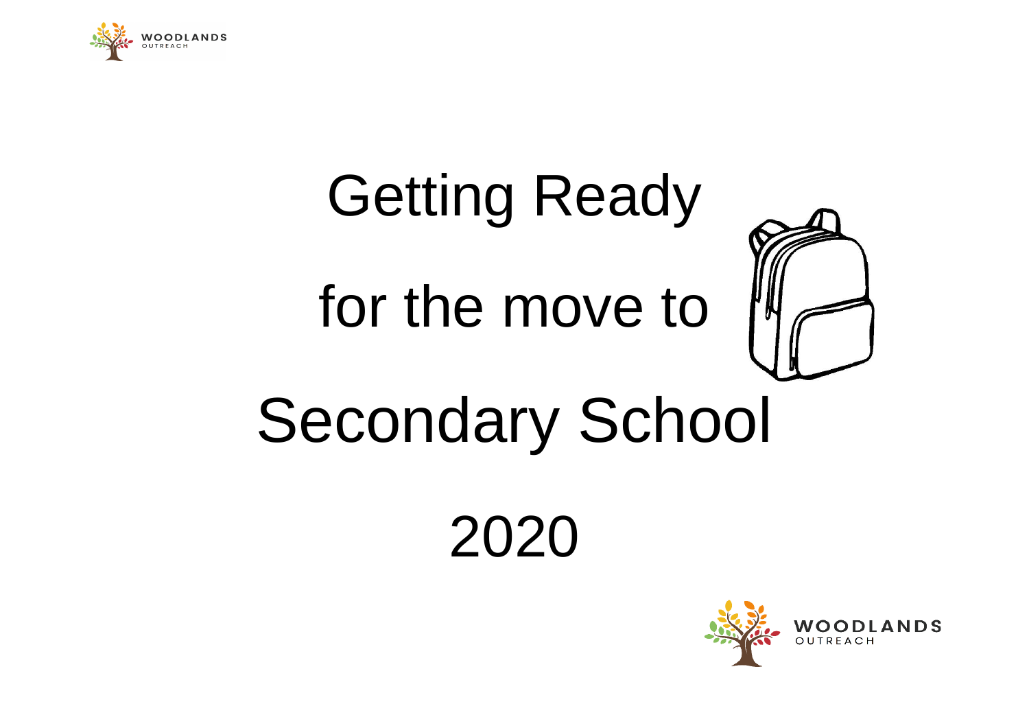# Getting Ready for the move to Secondary School

# 2020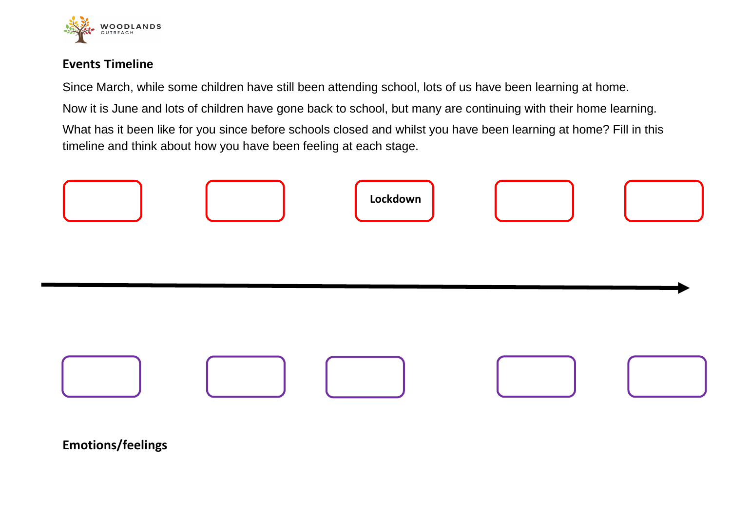**Events Timeline**

Since March, while some children have still been attending school, lots of us have been learning at home.

Now it is June and lots of children have gone back to school, but many are continuing with their home learning.

What has it been like for you since before schools closed and whilst you have been learning at home? Fill in this timeline and think about how you have been feeling at each stage.

**Lockdown**

**Emotions/feelings**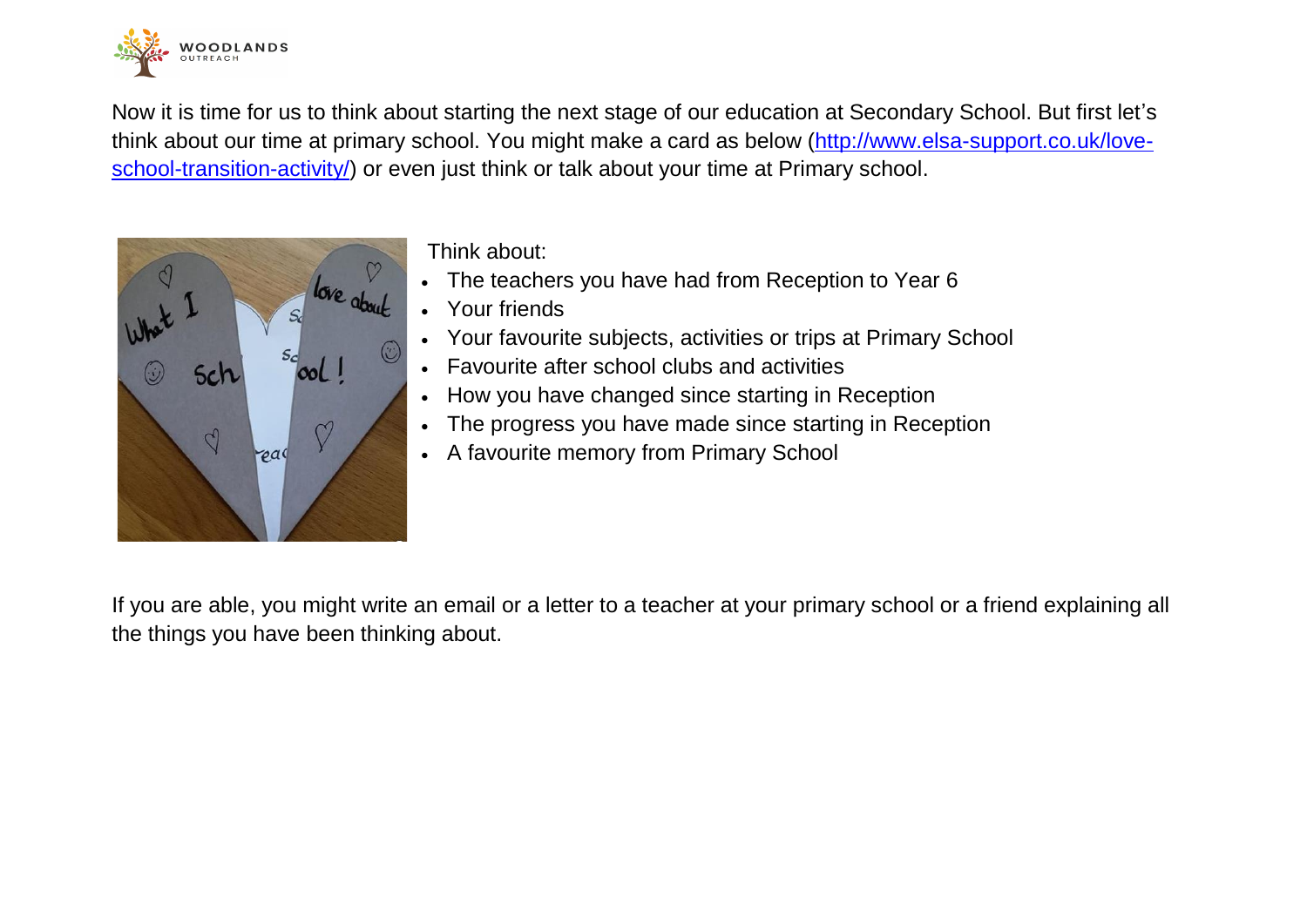Now it is time for us to think about starting the next stage of our education at Secondary School. But first let's think about our time at primary school. You might make a card as below ([http://www.elsa-support.co.uk/love-school-transition-activity/](http://www.elsa-support.co.uk/love-school-transition-activity/)) or even just think or talk about your time at Primary school.

Think about:

- The teachers you have had from Reception to Year 6
- Your friends
- Your favourite subjects, activities or trips at Primary School
- Favourite after school clubs and activities
- How you have changed since starting in Reception
- The progress you have made since starting in Reception
- A favourite memory from Primary School

If you are able, you might write an email or a letter to a teacher at your primary school or a friend explaining all the things you have been thinking about.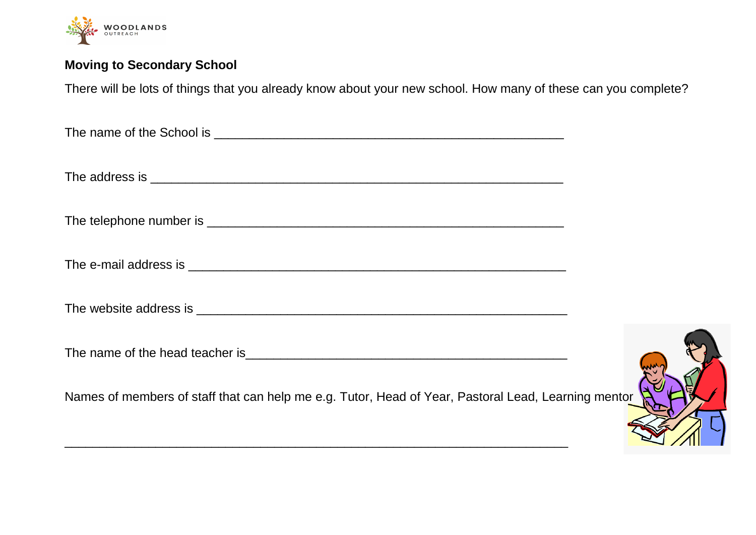## Moving to Secondary School

There will be lots of things that you already know about your new school. How many of these can you complete?

The name of the School is ____________________________________________

The address is ____________________________________________

The telephone number is ____________________________________________

The e-mail address is ____________________________________________

The website address is ____________________________________________

The name of the head teacher is____________________________________________

Names of members of staff that can help me e.g. Tutor, Head of Year, Pastoral Lead, Learning mentor

____________________________________________________________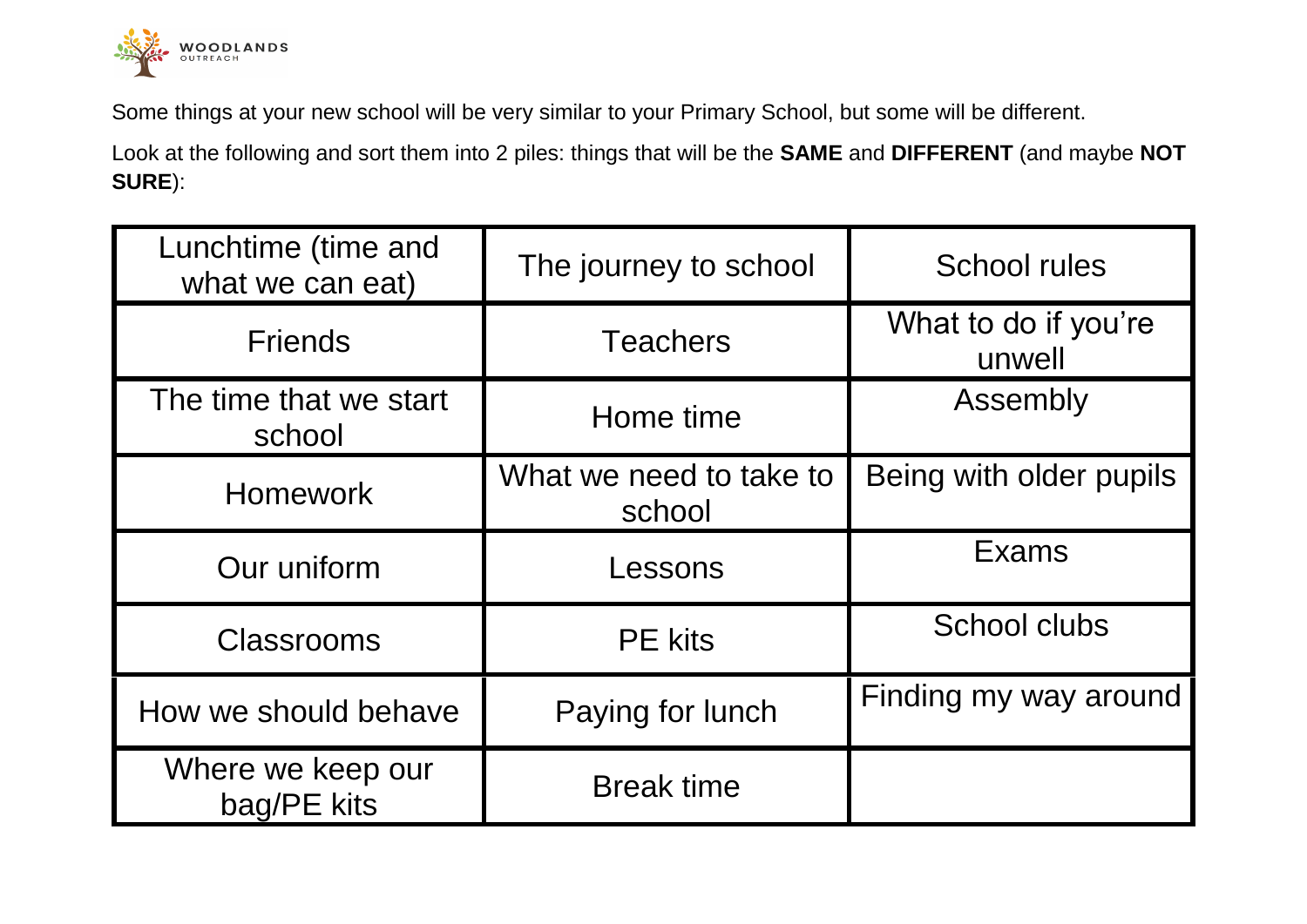Some things at your new school will be very similar to your Primary School, but some will be different.

Look at the following and sort them into 2 piles: things that will be the **SAME** and **DIFFERENT** (and maybe **NOT SURE**):

| | | |
|---|---|---|
| Lunchtime (time and what we can eat) | The journey to school | School rules |
| Friends | Teachers | What to do if you're unwell |
| The time that we start school | Home time | Assembly |
| Homework | What we need to take to school | Being with older pupils |
| Our uniform | Lessons | Exams |
| Classrooms | PE kits | School clubs |
| How we should behave | Paying for lunch | Finding my way around |
| Where we keep our bag/PE kits | Break time | |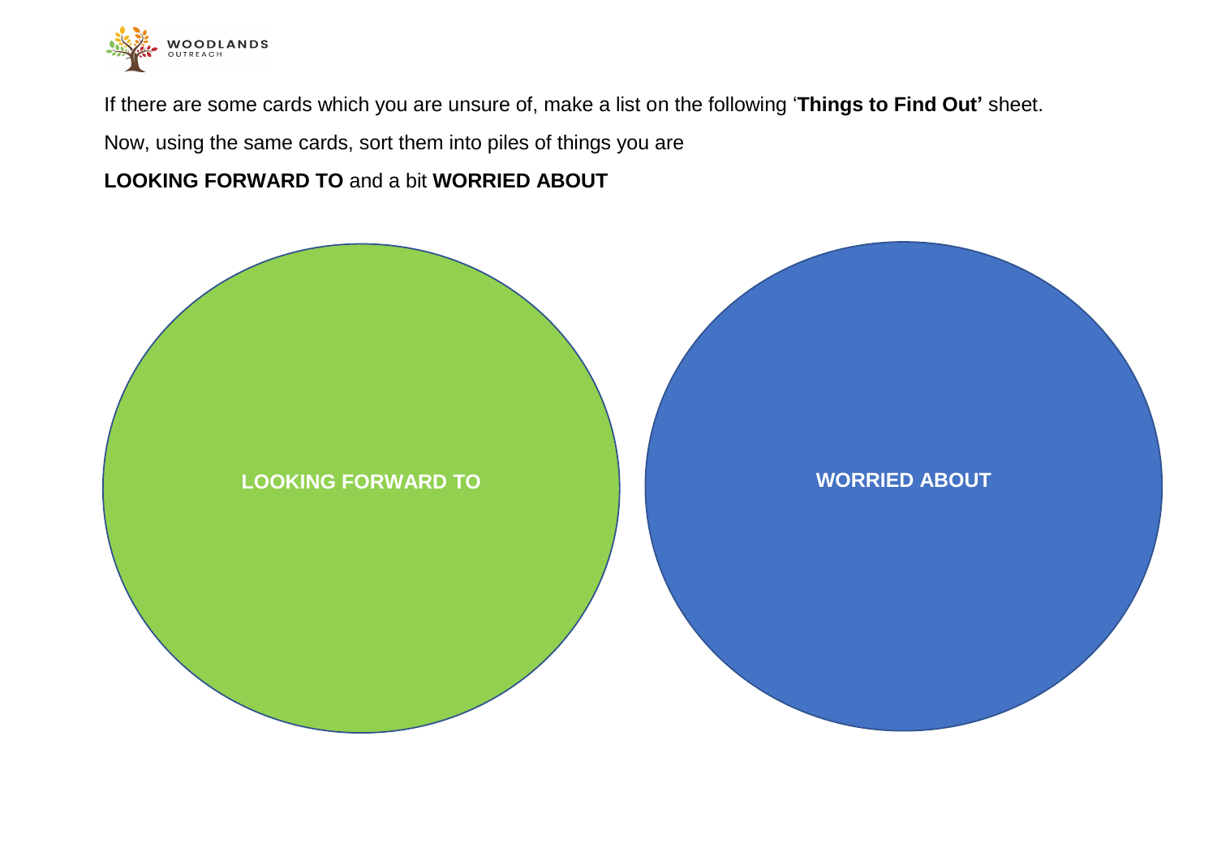If there are some cards which you are unsure of, make a list on the following '**Things to Find Out'** sheet.

Now, using the same cards, sort them into piles of things you are

**LOOKING FORWARD TO** and a bit **WORRIED ABOUT**

**LOOKING FORWARD TO**

**WORRIED ABOUT**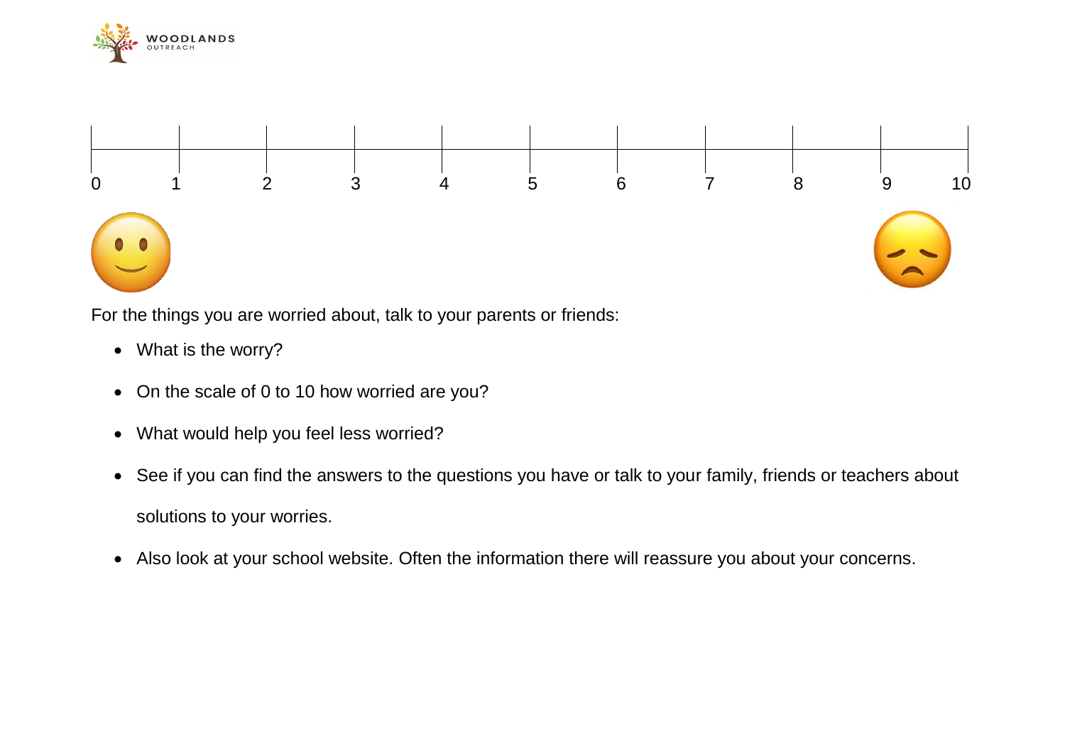0 1 2 3 4 5 6 7 8 9 10

For the things you are worried about, talk to your parents or friends:

- What is the worry?
- On the scale of 0 to 10 how worried are you?
- What would help you feel less worried?
- See if you can find the answers to the questions you have or talk to your family, friends or teachers about solutions to your worries.
- Also look at your school website. Often the information there will reassure you about your concerns.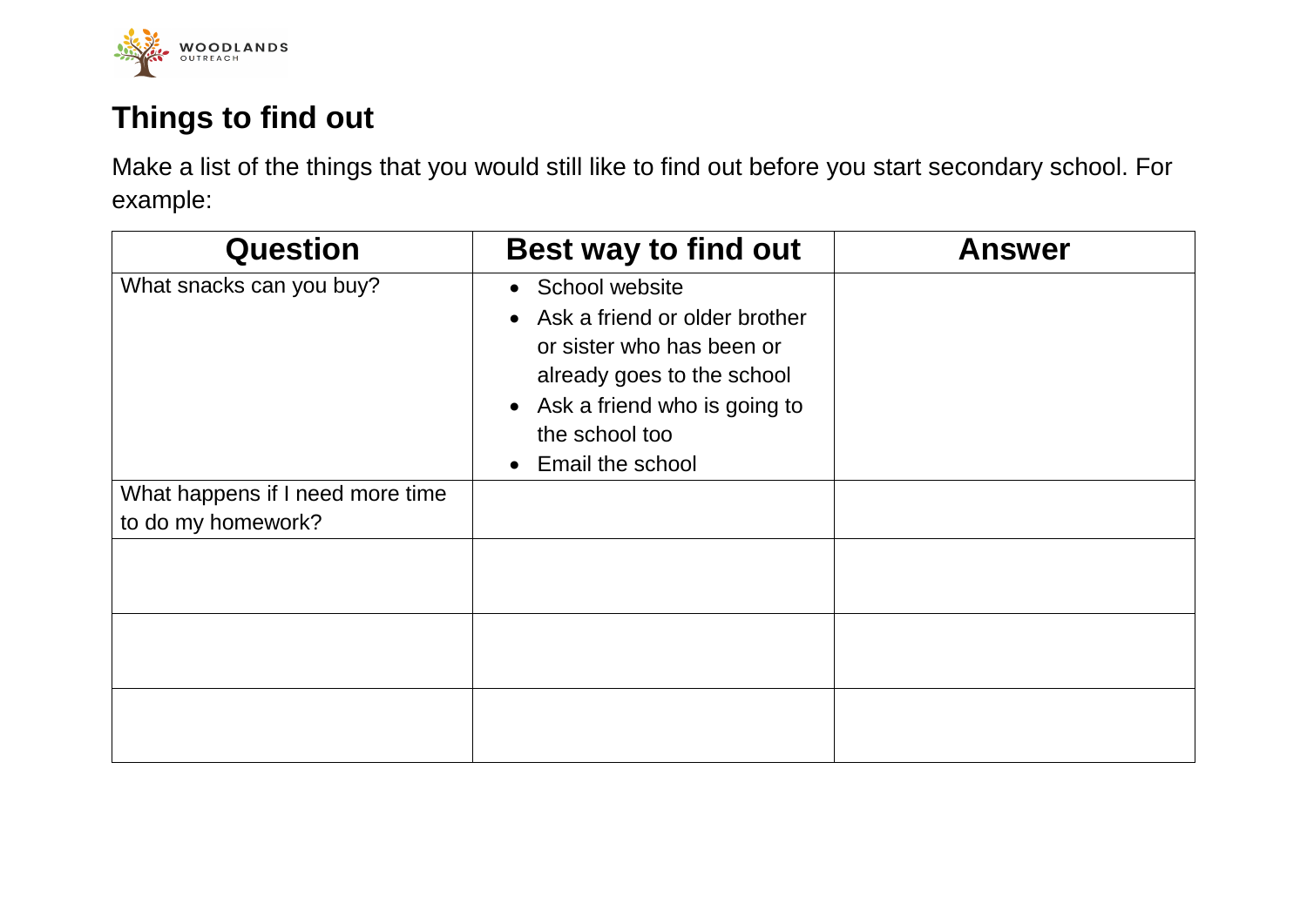## Things to find out

Make a list of the things that you would still like to find out before you start secondary school. For example:

| Question | Best way to find out | Answer |
|---|---|---|
| What snacks can you buy? | • School website<br>• Ask a friend or older brother or sister who has been or already goes to the school<br>• Ask a friend who is going to the school too<br>• Email the school | |
| What happens if I need more time to do my homework? | | |
| | | |
| | | |
| | | |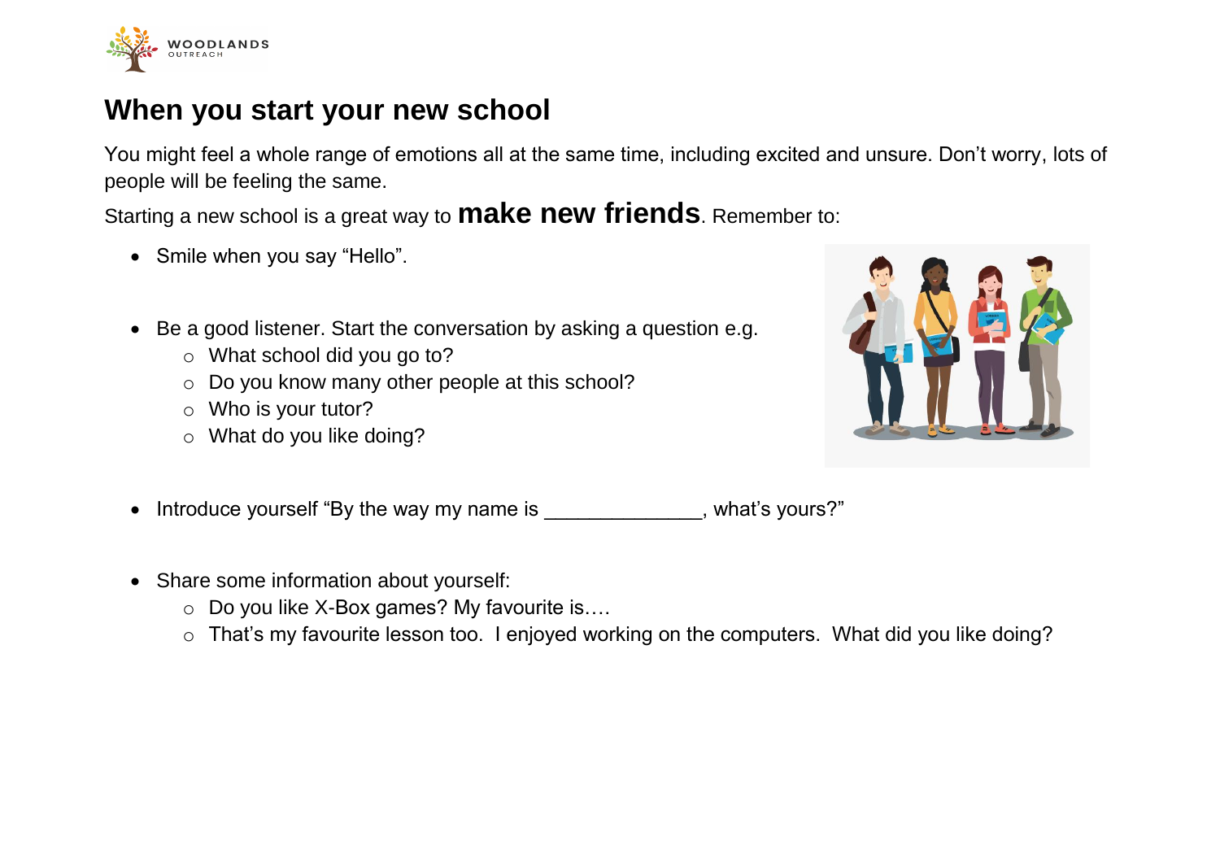# When you start your new school

You might feel a whole range of emotions all at the same time, including excited and unsure. Don't worry, lots of people will be feeling the same.

Starting a new school is a great way to **make new friends**. Remember to:

- Smile when you say "Hello".
- Be a good listener. Start the conversation by asking a question e.g.
  - What school did you go to?
  - Do you know many other people at this school?
  - Who is your tutor?
  - What do you like doing?
- Introduce yourself "By the way my name is ______________, what's yours?"
- Share some information about yourself:
  - Do you like X-Box games? My favourite is….
  - That's my favourite lesson too. I enjoyed working on the computers. What did you like doing?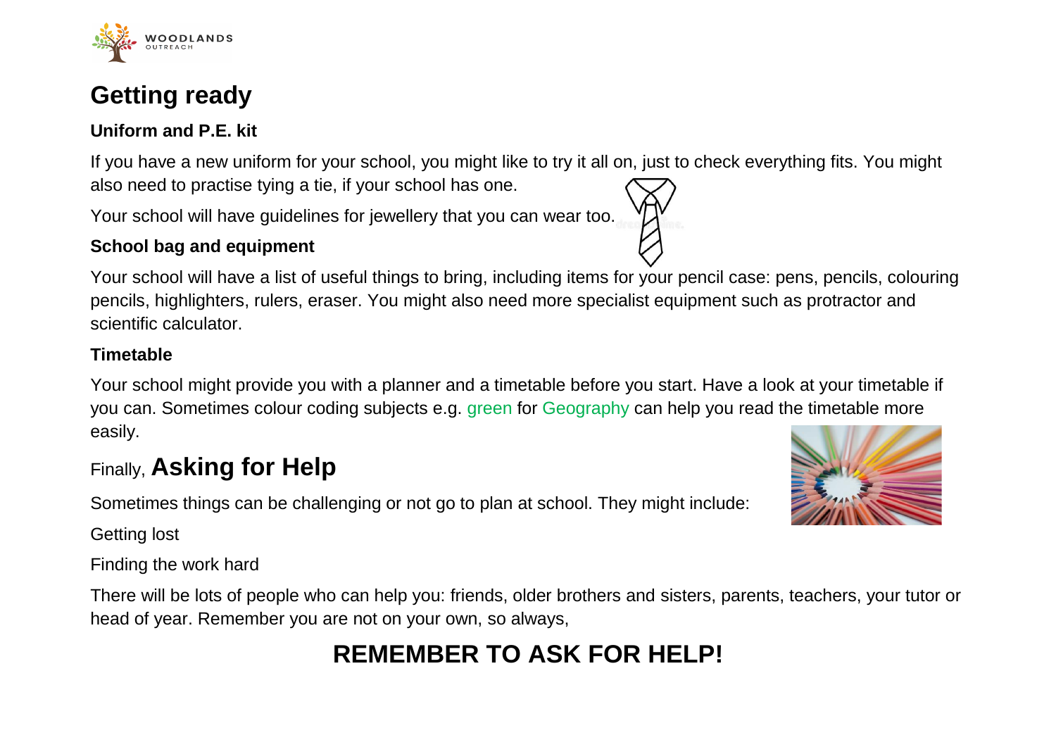# Getting ready

### Uniform and P.E. kit

If you have a new uniform for your school, you might like to try it all on, just to check everything fits. You might also need to practise tying a tie, if your school has one.

Your school will have guidelines for jewellery that you can wear too.

### School bag and equipment

Your school will have a list of useful things to bring, including items for your pencil case: pens, pencils, colouring pencils, highlighters, rulers, eraser. You might also need more specialist equipment such as protractor and scientific calculator.

### Timetable

Your school might provide you with a planner and a timetable before you start. Have a look at your timetable if you can. Sometimes colour coding subjects e.g. green for Geography can help you read the timetable more easily.

## Finally, Asking for Help

Sometimes things can be challenging or not go to plan at school. They might include:

Getting lost

Finding the work hard

There will be lots of people who can help you: friends, older brothers and sisters, parents, teachers, your tutor or head of year. Remember you are not on your own, so always,

## REMEMBER TO ASK FOR HELP!